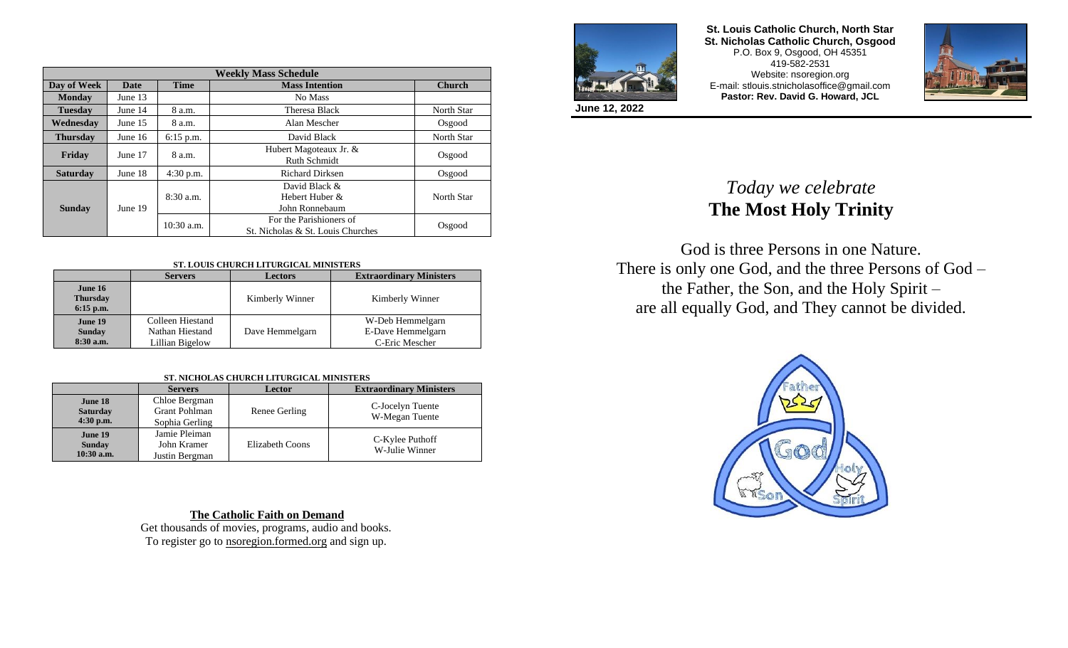| Weekly Mass Schedule | | | | |
|---|---|---|---|---|
| Day of Week | Date | Time | Mass Intention | Church |
| Monday | June 13 | | No Mass | |
| Tuesday | June 14 | 8 a.m. | Theresa Black | North Star |
| Wednesday | June 15 | 8 a.m. | Alan Mescher | Osgood |
| Thursday | June 16 | 6:15 p.m. | David Black | North Star |
| Friday | June 17 | 8 a.m. | Hubert Magoteaux Jr. & Ruth Schmidt | Osgood |
| Saturday | June 18 | 4:30 p.m. | Richard Dirksen | Osgood |
| Sunday | June 19 | 8:30 a.m. | David Black & Hebert Huber & John Ronnebaum | North Star |
| | | 10:30 a.m. | For the Parishioners of St. Nicholas & St. Louis Churches | Osgood |

**ST. LOUIS CHURCH LITURGICAL MINISTERS**

| | Servers | Lectors | Extraordinary Ministers |
|---|---|---|---|
| **June 16 Thursday 6:15 p.m.** | | Kimberly Winner | Kimberly Winner |
| **June 19 Sunday 8:30 a.m.** | Colleen Hiestand<br>Nathan Hiestand<br>Lillian Bigelow | Dave Hemmelgarn | W-Deb Hemmelgarn<br>E-Dave Hemmelgarn<br>C-Eric Mescher |

**ST. NICHOLAS CHURCH LITURGICAL MINISTERS**

| | Servers | Lector | Extraordinary Ministers |
|---|---|---|---|
| **June 18 Saturday 4:30 p.m.** | Chloe Bergman<br>Grant Pohlman<br>Sophia Gerling | Renee Gerling | C-Jocelyn Tuente<br>W-Megan Tuente |
| **June 19 Sunday 10:30 a.m.** | Jamie Pleiman<br>John Kramer<br>Justin Bergman | Elizabeth Coons | C-Kylee Puthoff<br>W-Julie Winner |

**The Catholic Faith on Demand**

Get thousands of movies, programs, audio and books.
To register go to nsoregion.formed.org and sign up.

**St. Louis Catholic Church, North Star**
**St. Nicholas Catholic Church, Osgood**
P.O. Box 9, Osgood, OH 45351
419-582-2531
Website: nsoregion.org
E-mail: stlouis.stnicholasoffice@gmail.com
**Pastor: Rev. David G. Howard, JCL**

**June 12, 2022**

*Today we celebrate*
# The Most Holy Trinity

God is three Persons in one Nature.
There is only one God, and the three Persons of God – the Father, the Son, and the Holy Spirit – are all equally God, and They cannot be divided.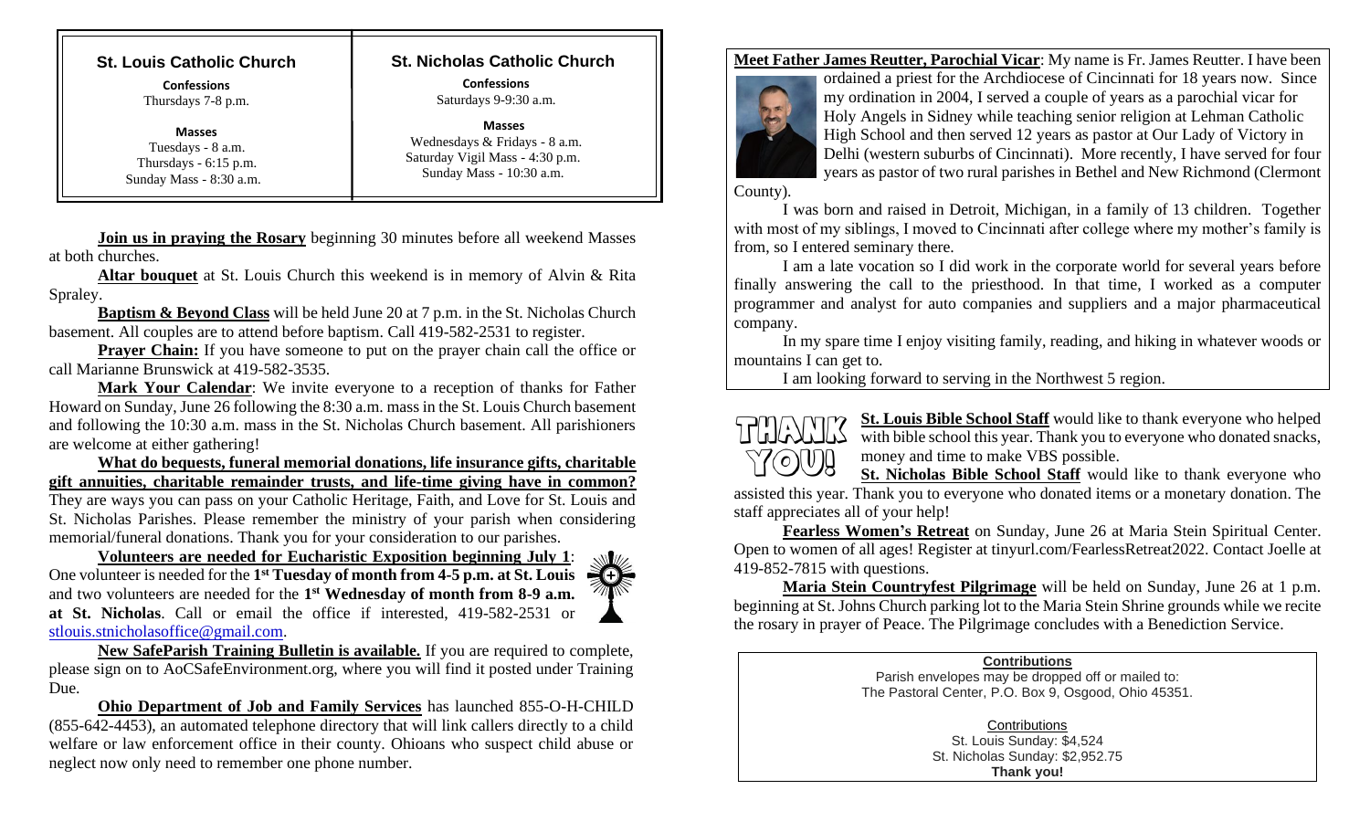| St. Louis Catholic Church | St. Nicholas Catholic Church |
|---|---|
| **Confessions**<br>Thursdays 7-8 p.m. | **Confessions**<br>Saturdays 9-9:30 a.m. |
| **Masses**<br>Tuesdays - 8 a.m.<br>Thursdays - 6:15 p.m.<br>Sunday Mass - 8:30 a.m. | **Masses**<br>Wednesdays & Fridays - 8 a.m.<br>Saturday Vigil Mass - 4:30 p.m.<br>Sunday Mass - 10:30 a.m. |

**Join us in praying the Rosary** beginning 30 minutes before all weekend Masses at both churches.

**Altar bouquet** at St. Louis Church this weekend is in memory of Alvin & Rita Spraley.

**Baptism & Beyond Class** will be held June 20 at 7 p.m. in the St. Nicholas Church basement. All couples are to attend before baptism. Call 419-582-2531 to register.

**Prayer Chain:** If you have someone to put on the prayer chain call the office or call Marianne Brunswick at 419-582-3535.

**Mark Your Calendar**: We invite everyone to a reception of thanks for Father Howard on Sunday, June 26 following the 8:30 a.m. mass in the St. Louis Church basement and following the 10:30 a.m. mass in the St. Nicholas Church basement. All parishioners are welcome at either gathering!

**What do bequests, funeral memorial donations, life insurance gifts, charitable gift annuities, charitable remainder trusts, and life-time giving have in common?** They are ways you can pass on your Catholic Heritage, Faith, and Love for St. Louis and St. Nicholas Parishes. Please remember the ministry of your parish when considering memorial/funeral donations. Thank you for your consideration to our parishes.

**Volunteers are needed for Eucharistic Exposition beginning July 1**: One volunteer is needed for the **1st Tuesday of month from 4-5 p.m. at St. Louis** and two volunteers are needed for the **1st Wednesday of month from 8-9 a.m. at St. Nicholas**. Call or email the office if interested, 419-582-2531 or stlouis.stnicholasoffice@gmail.com.

**New SafeParish Training Bulletin is available.** If you are required to complete, please sign on to AoCSafeEnvironment.org, where you will find it posted under Training Due.

**Ohio Department of Job and Family Services** has launched 855-O-H-CHILD (855-642-4453), an automated telephone directory that will link callers directly to a child welfare or law enforcement office in their county. Ohioans who suspect child abuse or neglect now only need to remember one phone number.

**Meet Father James Reutter, Parochial Vicar**: My name is Fr. James Reutter. I have been ordained a priest for the Archdiocese of Cincinnati for 18 years now. Since my ordination in 2004, I served a couple of years as a parochial vicar for Holy Angels in Sidney while teaching senior religion at Lehman Catholic High School and then served 12 years as pastor at Our Lady of Victory in Delhi (western suburbs of Cincinnati). More recently, I have served for four years as pastor of two rural parishes in Bethel and New Richmond (Clermont County).

I was born and raised in Detroit, Michigan, in a family of 13 children. Together with most of my siblings, I moved to Cincinnati after college where my mother's family is from, so I entered seminary there.

I am a late vocation so I did work in the corporate world for several years before finally answering the call to the priesthood. In that time, I worked as a computer programmer and analyst for auto companies and suppliers and a major pharmaceutical company.

In my spare time I enjoy visiting family, reading, and hiking in whatever woods or mountains I can get to.

I am looking forward to serving in the Northwest 5 region.

THANK YOU!

**St. Louis Bible School Staff** would like to thank everyone who helped with bible school this year. Thank you to everyone who donated snacks, money and time to make VBS possible.

**St. Nicholas Bible School Staff** would like to thank everyone who assisted this year. Thank you to everyone who donated items or a monetary donation. The staff appreciates all of your help!

**Fearless Women's Retreat** on Sunday, June 26 at Maria Stein Spiritual Center. Open to women of all ages! Register at tinyurl.com/FearlessRetreat2022. Contact Joelle at 419-852-7815 with questions.

**Maria Stein Countryfest Pilgrimage** will be held on Sunday, June 26 at 1 p.m. beginning at St. Johns Church parking lot to the Maria Stein Shrine grounds while we recite the rosary in prayer of Peace. The Pilgrimage concludes with a Benediction Service.

**Contributions**

Parish envelopes may be dropped off or mailed to:
The Pastoral Center, P.O. Box 9, Osgood, Ohio 45351.

Contributions
St. Louis Sunday: $4,524
St. Nicholas Sunday: $2,952.75
**Thank you!**